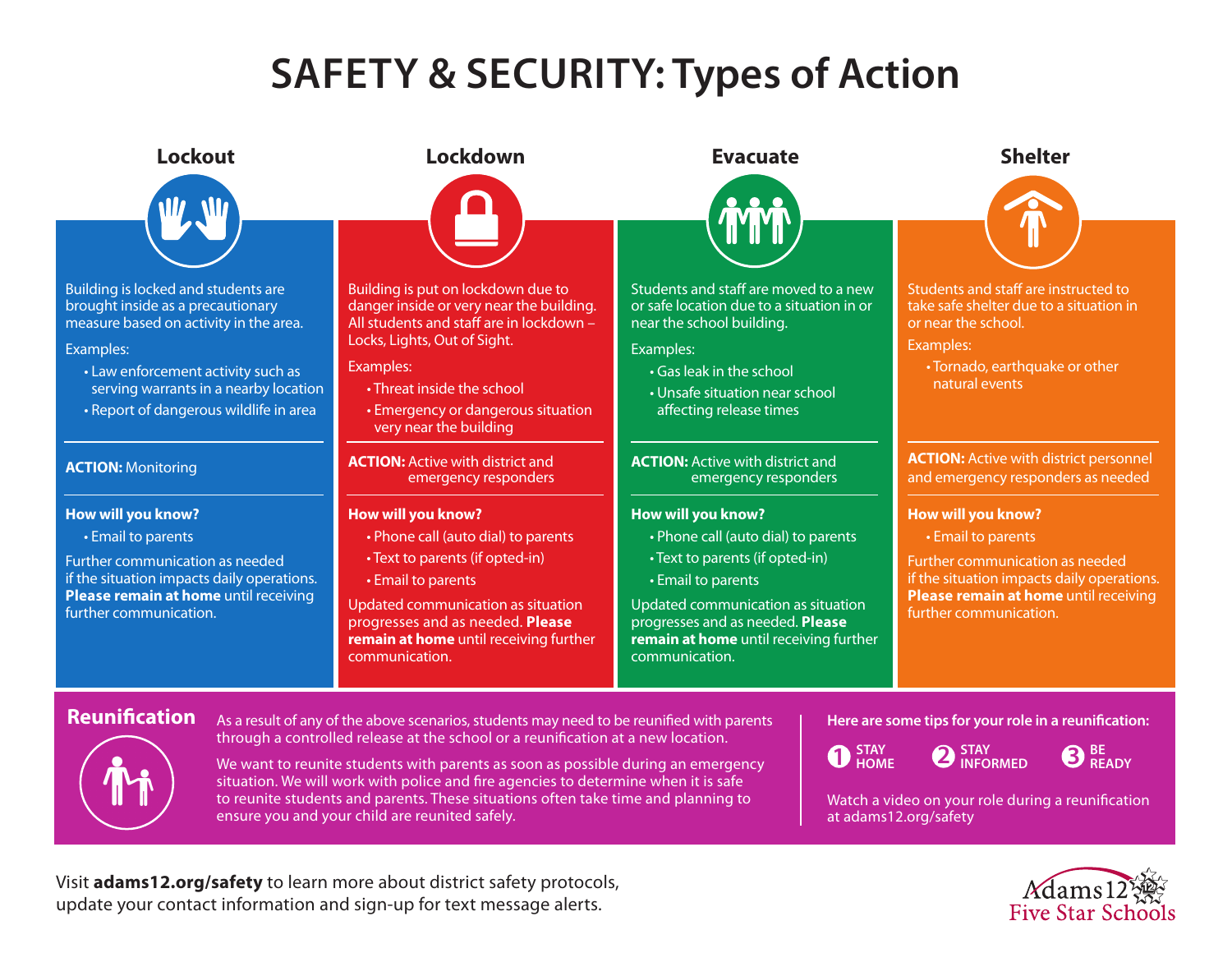# SAFETY & SECURITY: Types of Action

## Lockout

Building is locked and students are brought inside as a precautionary measure based on activity in the area.

Examples:

- Law enforcement activity such as serving warrants in a nearby location
- Report of dangerous wildlife in area

**ACTION:** Monitoring

**How will you know?**

- Email to parents

Further communication as needed if the situation impacts daily operations. **Please remain at home** until receiving further communication.

## Lockdown

Building is put on lockdown due to danger inside or very near the building. All students and staff are in lockdown – Locks, Lights, Out of Sight.

Examples:

- Threat inside the school
- Emergency or dangerous situation very near the building

**ACTION:** Active with district and emergency responders

**How will you know?**

- Phone call (auto dial) to parents
- Text to parents (if opted-in)
- Email to parents

Updated communication as situation progresses and as needed. **Please remain at home** until receiving further communication.

## Evacuate

Students and staff are moved to a new or safe location due to a situation in or near the school building.

Examples:

- Gas leak in the school
- Unsafe situation near school affecting release times

**ACTION:** Active with district and emergency responders

**How will you know?**

- Phone call (auto dial) to parents
- Text to parents (if opted-in)
- Email to parents

Updated communication as situation progresses and as needed. **Please remain at home** until receiving further communication.

## Shelter

Students and staff are instructed to take safe shelter due to a situation in or near the school.

Examples:

- Tornado, earthquake or other natural events

**ACTION:** Active with district personnel and emergency responders as needed

**How will you know?**

- Email to parents

Further communication as needed if the situation impacts daily operations. **Please remain at home** until receiving further communication.

## Reunification

As a result of any of the above scenarios, students may need to be reunified with parents through a controlled release at the school or a reunification at a new location.

We want to reunite students with parents as soon as possible during an emergency situation. We will work with police and fire agencies to determine when it is safe to reunite students and parents. These situations often take time and planning to ensure you and your child are reunited safely.

**Here are some tips for your role in a reunification:**

1. STAY HOME
2. STAY INFORMED
3. BE READY

Watch a video on your role during a reunification at adams12.org/safety

Visit **adams12.org/safety** to learn more about district safety protocols, update your contact information and sign-up for text message alerts.

Adams12 Five Star Schools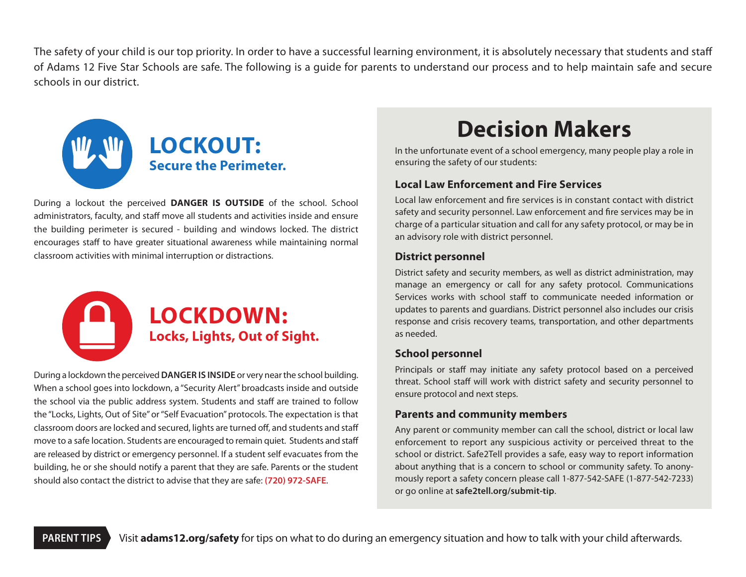The safety of your child is our top priority. In order to have a successful learning environment, it is absolutely necessary that students and staff of Adams 12 Five Star Schools are safe. The following is a guide for parents to understand our process and to help maintain safe and secure schools in our district.

## LOCKOUT:

### Secure the Perimeter.

During a lockout the perceived **DANGER IS OUTSIDE** of the school. School administrators, faculty, and staff move all students and activities inside and ensure the building perimeter is secured - building and windows locked. The district encourages staff to have greater situational awareness while maintaining normal classroom activities with minimal interruption or distractions.

## LOCKDOWN:

### Locks, Lights, Out of Sight.

During a lockdown the perceived **DANGER IS INSIDE** or very near the school building. When a school goes into lockdown, a "Security Alert" broadcasts inside and outside the school via the public address system. Students and staff are trained to follow the "Locks, Lights, Out of Site" or "Self Evacuation" protocols. The expectation is that classroom doors are locked and secured, lights are turned off, and students and staff move to a safe location. Students are encouraged to remain quiet. Students and staff are released by district or emergency personnel. If a student self evacuates from the building, he or she should notify a parent that they are safe. Parents or the student should also contact the district to advise that they are safe: **(720) 972-SAFE**.

# Decision Makers

In the unfortunate event of a school emergency, many people play a role in ensuring the safety of our students:

### Local Law Enforcement and Fire Services

Local law enforcement and fire services is in constant contact with district safety and security personnel. Law enforcement and fire services may be in charge of a particular situation and call for any safety protocol, or may be in an advisory role with district personnel.

### District personnel

District safety and security members, as well as district administration, may manage an emergency or call for any safety protocol. Communications Services works with school staff to communicate needed information or updates to parents and guardians. District personnel also includes our crisis response and crisis recovery teams, transportation, and other departments as needed.

### School personnel

Principals or staff may initiate any safety protocol based on a perceived threat. School staff will work with district safety and security personnel to ensure protocol and next steps.

### Parents and community members

Any parent or community member can call the school, district or local law enforcement to report any suspicious activity or perceived threat to the school or district. Safe2Tell provides a safe, easy way to report information about anything that is a concern to school or community safety. To anonymously report a safety concern please call 1-877-542-SAFE (1-877-542-7233) or go online at **safe2tell.org/submit-tip**.

**PARENT TIPS** Visit **adams12.org/safety** for tips on what to do during an emergency situation and how to talk with your child afterwards.